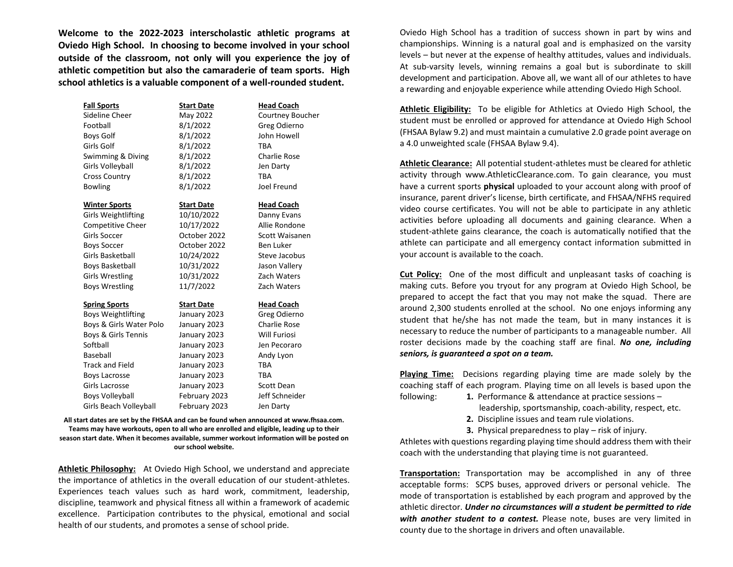**Welcome to the 2022-2023 interscholastic athletic programs at Oviedo High School. In choosing to become involved in your school outside of the classroom, not only will you experience the joy of athletic competition but also the camaraderie of team sports. High school athletics is a valuable component of a well-rounded student.**

| Fall Sports | Start Date | Head Coach |
|---|---|---|
| Sideline Cheer | May 2022 | Courtney Boucher |
| Football | 8/1/2022 | Greg Odierno |
| Boys Golf | 8/1/2022 | John Howell |
| Girls Golf | 8/1/2022 | TBA |
| Swimming & Diving | 8/1/2022 | Charlie Rose |
| Girls Volleyball | 8/1/2022 | Jen Darty |
| Cross Country | 8/1/2022 | TBA |
| Bowling | 8/1/2022 | Joel Freund |

| Winter Sports | Start Date | Head Coach |
|---|---|---|
| Girls Weightlifting | 10/10/2022 | Danny Evans |
| Competitive Cheer | 10/17/2022 | Allie Rondone |
| Girls Soccer | October 2022 | Scott Waisanen |
| Boys Soccer | October 2022 | Ben Luker |
| Girls Basketball | 10/24/2022 | Steve Jacobus |
| Boys Basketball | 10/31/2022 | Jason Vallery |
| Girls Wrestling | 10/31/2022 | Zach Waters |
| Boys Wrestling | 11/7/2022 | Zach Waters |

| Spring Sports | Start Date | Head Coach |
|---|---|---|
| Boys Weightlifting | January 2023 | Greg Odierno |
| Boys & Girls Water Polo | January 2023 | Charlie Rose |
| Boys & Girls Tennis | January 2023 | Will Furiosi |
| Softball | January 2023 | Jen Pecoraro |
| Baseball | January 2023 | Andy Lyon |
| Track and Field | January 2023 | TBA |
| Boys Lacrosse | January 2023 | TBA |
| Girls Lacrosse | January 2023 | Scott Dean |
| Boys Volleyball | February 2023 | Jeff Schneider |
| Girls Beach Volleyball | February 2023 | Jen Darty |

**All start dates are set by the FHSAA and can be found when announced at www.fhsaa.com. Teams may have workouts, open to all who are enrolled and eligible, leading up to their season start date. When it becomes available, summer workout information will be posted on our school website.**

**Athletic Philosophy:** At Oviedo High School, we understand and appreciate the importance of athletics in the overall education of our student-athletes. Experiences teach values such as hard work, commitment, leadership, discipline, teamwork and physical fitness all within a framework of academic excellence. Participation contributes to the physical, emotional and social health of our students, and promotes a sense of school pride.

Oviedo High School has a tradition of success shown in part by wins and championships. Winning is a natural goal and is emphasized on the varsity levels – but never at the expense of healthy attitudes, values and individuals. At sub-varsity levels, winning remains a goal but is subordinate to skill development and participation. Above all, we want all of our athletes to have a rewarding and enjoyable experience while attending Oviedo High School.

**Athletic Eligibility:** To be eligible for Athletics at Oviedo High School, the student must be enrolled or approved for attendance at Oviedo High School (FHSAA Bylaw 9.2) and must maintain a cumulative 2.0 grade point average on a 4.0 unweighted scale (FHSAA Bylaw 9.4).

**Athletic Clearance:** All potential student-athletes must be cleared for athletic activity through www.AthleticClearance.com. To gain clearance, you must have a current sports **physical** uploaded to your account along with proof of insurance, parent driver's license, birth certificate, and FHSAA/NFHS required video course certificates. You will not be able to participate in any athletic activities before uploading all documents and gaining clearance. When a student-athlete gains clearance, the coach is automatically notified that the athlete can participate and all emergency contact information submitted in your account is available to the coach.

**Cut Policy:** One of the most difficult and unpleasant tasks of coaching is making cuts. Before you tryout for any program at Oviedo High School, be prepared to accept the fact that you may not make the squad. There are around 2,300 students enrolled at the school. No one enjoys informing any student that he/she has not made the team, but in many instances it is necessary to reduce the number of participants to a manageable number. All roster decisions made by the coaching staff are final. ***No one, including seniors, is guaranteed a spot on a team.***

**Playing Time:** Decisions regarding playing time are made solely by the coaching staff of each program. Playing time on all levels is based upon the following:

1. Performance & attendance at practice sessions – leadership, sportsmanship, coach-ability, respect, etc.
2. Discipline issues and team rule violations.
3. Physical preparedness to play – risk of injury.

Athletes with questions regarding playing time should address them with their coach with the understanding that playing time is not guaranteed.

**Transportation:** Transportation may be accomplished in any of three acceptable forms: SCPS buses, approved drivers or personal vehicle. The mode of transportation is established by each program and approved by the athletic director. ***Under no circumstances will a student be permitted to ride with another student to a contest.*** Please note, buses are very limited in county due to the shortage in drivers and often unavailable.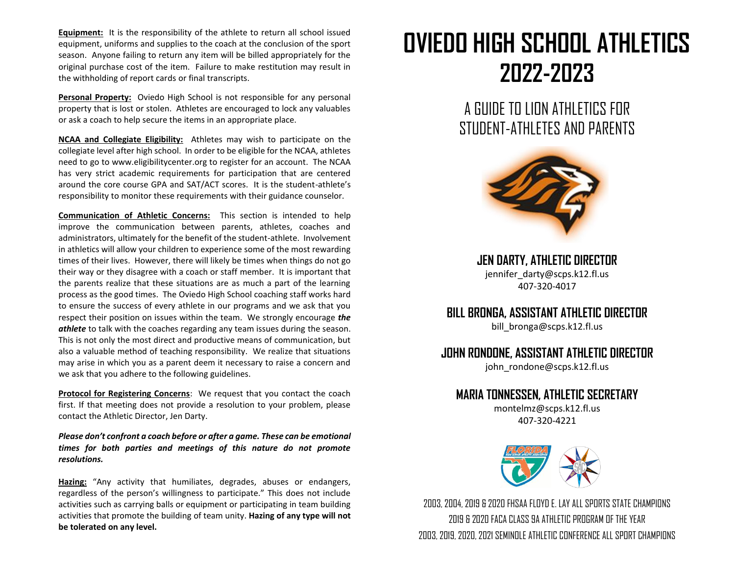**Equipment:** It is the responsibility of the athlete to return all school issued equipment, uniforms and supplies to the coach at the conclusion of the sport season. Anyone failing to return any item will be billed appropriately for the original purchase cost of the item. Failure to make restitution may result in the withholding of report cards or final transcripts.

**Personal Property:** Oviedo High School is not responsible for any personal property that is lost or stolen. Athletes are encouraged to lock any valuables or ask a coach to help secure the items in an appropriate place.

**NCAA and Collegiate Eligibility:** Athletes may wish to participate on the collegiate level after high school. In order to be eligible for the NCAA, athletes need to go to www.eligibilitycenter.org to register for an account. The NCAA has very strict academic requirements for participation that are centered around the core course GPA and SAT/ACT scores. It is the student-athlete's responsibility to monitor these requirements with their guidance counselor.

**Communication of Athletic Concerns:** This section is intended to help improve the communication between parents, athletes, coaches and administrators, ultimately for the benefit of the student-athlete. Involvement in athletics will allow your children to experience some of the most rewarding times of their lives. However, there will likely be times when things do not go their way or they disagree with a coach or staff member. It is important that the parents realize that these situations are as much a part of the learning process as the good times. The Oviedo High School coaching staff works hard to ensure the success of every athlete in our programs and we ask that you respect their position on issues within the team. We strongly encourage ***the athlete*** to talk with the coaches regarding any team issues during the season. This is not only the most direct and productive means of communication, but also a valuable method of teaching responsibility. We realize that situations may arise in which you as a parent deem it necessary to raise a concern and we ask that you adhere to the following guidelines.

**Protocol for Registering Concerns**: We request that you contact the coach first. If that meeting does not provide a resolution to your problem, please contact the Athletic Director, Jen Darty.

***Please don't confront a coach before or after a game. These can be emotional times for both parties and meetings of this nature do not promote resolutions.***

**Hazing:** "Any activity that humiliates, degrades, abuses or endangers, regardless of the person's willingness to participate." This does not include activities such as carrying balls or equipment or participating in team building activities that promote the building of team unity. **Hazing of any type will not be tolerated on any level.**

# OVIEDO HIGH SCHOOL ATHLETICS 2022-2023

## A GUIDE TO LION ATHLETICS FOR STUDENT-ATHLETES AND PARENTS

### JEN DARTY, ATHLETIC DIRECTOR

jennifer_darty@scps.k12.fl.us
407-320-4017

### BILL BRONGA, ASSISTANT ATHLETIC DIRECTOR

bill_bronga@scps.k12.fl.us

### JOHN RONDONE, ASSISTANT ATHLETIC DIRECTOR

john_rondone@scps.k12.fl.us

### MARIA TONNESSEN, ATHLETIC SECRETARY

montelmz@scps.k12.fl.us
407-320-4221

2003, 2004, 2019 & 2020 FHSAA FLOYD E. LAY ALL SPORTS STATE CHAMPIONS
2019 & 2020 FACA CLASS 9A ATHLETIC PROGRAM OF THE YEAR
2003, 2019, 2020, 2021 SEMINOLE ATHLETIC CONFERENCE ALL SPORT CHAMPIONS